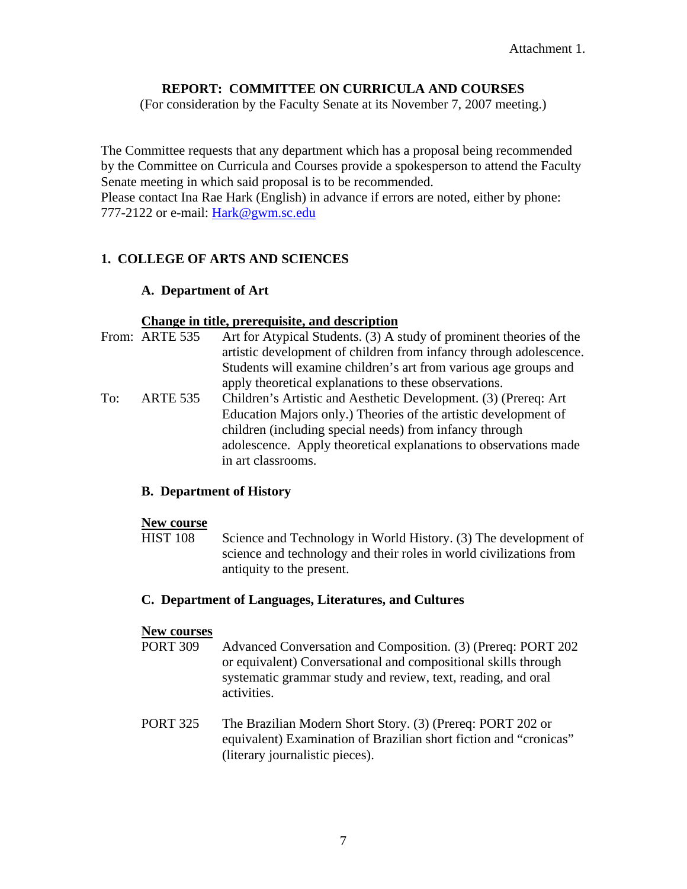Attachment 1.

# REPORT: COMMITTEE ON CURRICULA AND COURSES

(For consideration by the Faculty Senate at its November 7, 2007 meeting.)

The Committee requests that any department which has a proposal being recommended by the Committee on Curricula and Courses provide a spokesperson to attend the Faculty Senate meeting in which said proposal is to be recommended.
Please contact Ina Rae Hark (English) in advance if errors are noted, either by phone: 777-2122 or e-mail: Hark@gwm.sc.edu

## 1. COLLEGE OF ARTS AND SCIENCES

### A. Department of Art

**Change in title, prerequisite, and description**

From: ARTE 535 Art for Atypical Students. (3) A study of prominent theories of the artistic development of children from infancy through adolescence. Students will examine children's art from various age groups and apply theoretical explanations to these observations.

To: ARTE 535 Children's Artistic and Aesthetic Development. (3) (Prereq: Art Education Majors only.) Theories of the artistic development of children (including special needs) from infancy through adolescence. Apply theoretical explanations to observations made in art classrooms.

### B. Department of History

**New course**

HIST 108 Science and Technology in World History. (3) The development of science and technology and their roles in world civilizations from antiquity to the present.

### C. Department of Languages, Literatures, and Cultures

**New courses**

PORT 309 Advanced Conversation and Composition. (3) (Prereq: PORT 202 or equivalent) Conversational and compositional skills through systematic grammar study and review, text, reading, and oral activities.

PORT 325 The Brazilian Modern Short Story. (3) (Prereq: PORT 202 or equivalent) Examination of Brazilian short fiction and "cronicas" (literary journalistic pieces).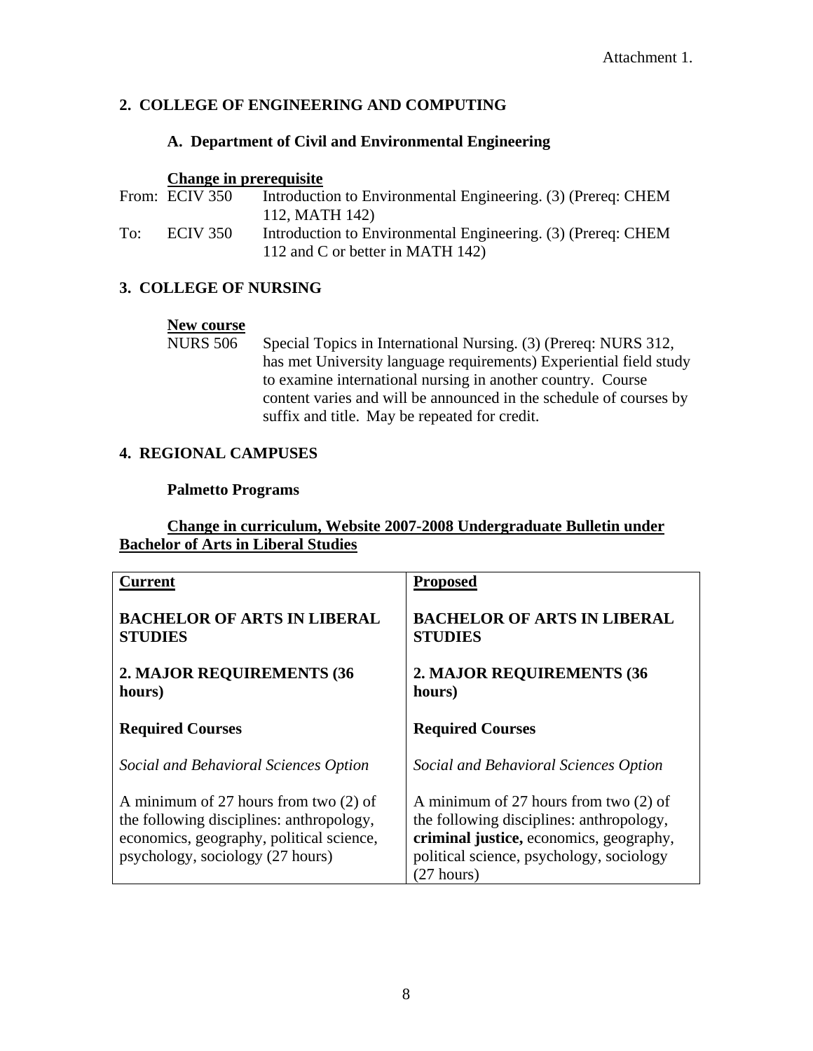Attachment 1.

## 2. COLLEGE OF ENGINEERING AND COMPUTING

### A. Department of Civil and Environmental Engineering

**Change in prerequisite**

| | | |
|---|---|---|
| From: | ECIV 350 | Introduction to Environmental Engineering. (3) (Prereq: CHEM 112, MATH 142) |
| To: | ECIV 350 | Introduction to Environmental Engineering. (3) (Prereq: CHEM 112 and C or better in MATH 142) |

## 3. COLLEGE OF NURSING

**New course**

NURS 506 Special Topics in International Nursing. (3) (Prereq: NURS 312, has met University language requirements) Experiential field study to examine international nursing in another country. Course content varies and will be announced in the schedule of courses by suffix and title. May be repeated for credit.

## 4. REGIONAL CAMPUSES

### Palmetto Programs

**Change in curriculum, Website 2007-2008 Undergraduate Bulletin under Bachelor of Arts in Liberal Studies**

| Current | Proposed |
|---|---|
| **BACHELOR OF ARTS IN LIBERAL STUDIES** | **BACHELOR OF ARTS IN LIBERAL STUDIES** |
| **2. MAJOR REQUIREMENTS (36 hours)** | **2. MAJOR REQUIREMENTS (36 hours)** |
| **Required Courses** | **Required Courses** |
| *Social and Behavioral Sciences Option* | *Social and Behavioral Sciences Option* |
| A minimum of 27 hours from two (2) of the following disciplines: anthropology, economics, geography, political science, psychology, sociology (27 hours) | A minimum of 27 hours from two (2) of the following disciplines: anthropology, **criminal justice,** economics, geography, political science, psychology, sociology (27 hours) |